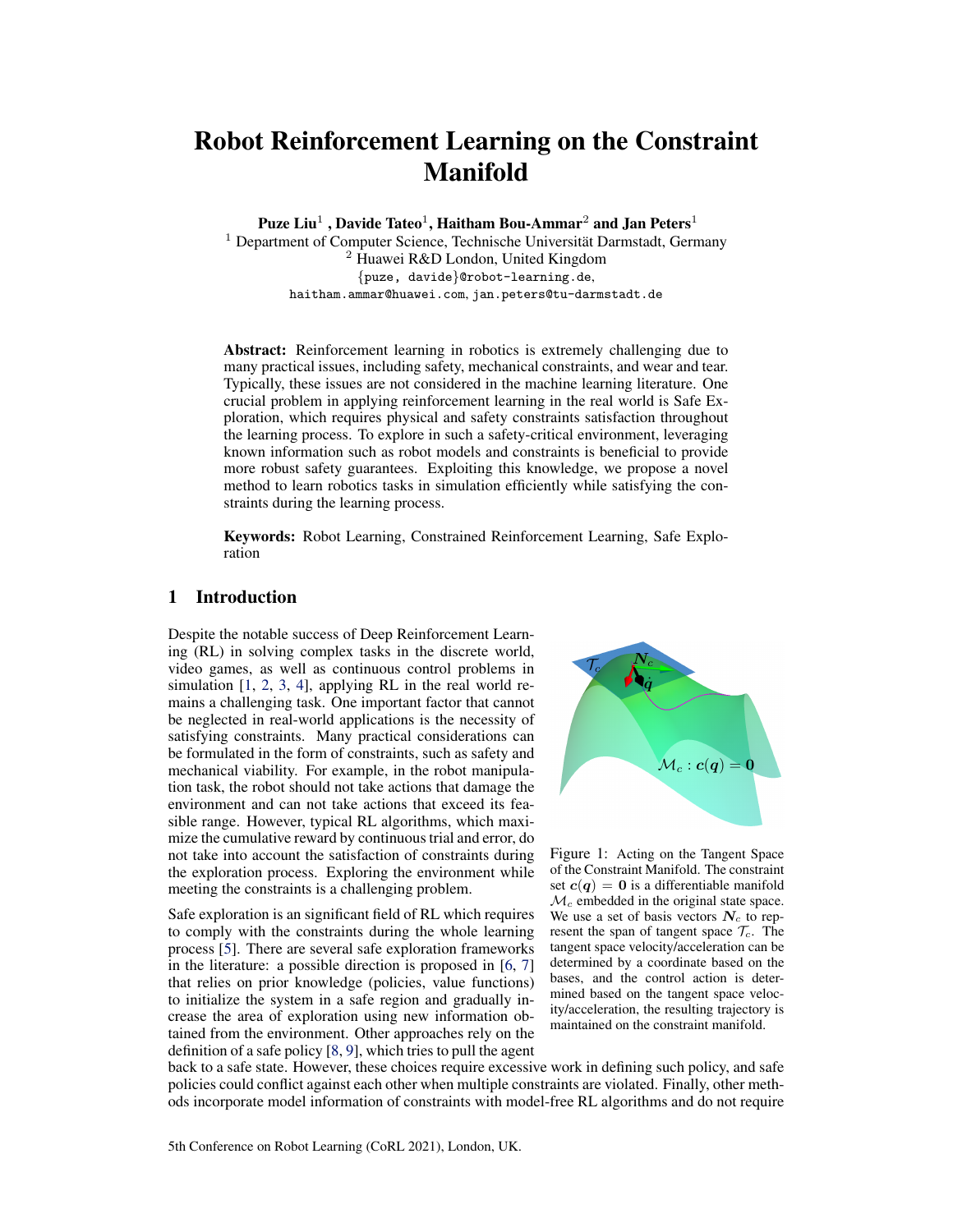# Robot Reinforcement Learning on the Constraint Manifold

**Puze Liu[1], Davide Tateo[1], Haitham Bou-Ammar[2] and Jan Peters[1]**

[1] Department of Computer Science, Technische Universität Darmstadt, Germany
[2] Huawei R&D London, United Kingdom
{puze, davide}@robot-learning.de,
haitham.ammar@huawei.com, jan.peters@tu-darmstadt.de

**Abstract:** Reinforcement learning in robotics is extremely challenging due to many practical issues, including safety, mechanical constraints, and wear and tear. Typically, these issues are not considered in the machine learning literature. One crucial problem in applying reinforcement learning in the real world is Safe Exploration, which requires physical and safety constraints satisfaction throughout the learning process. To explore in such a safety-critical environment, leveraging known information such as robot models and constraints is beneficial to provide more robust safety guarantees. Exploiting this knowledge, we propose a novel method to learn robotics tasks in simulation efficiently while satisfying the constraints during the learning process.

**Keywords:** Robot Learning, Constrained Reinforcement Learning, Safe Exploration

## 1 Introduction

Despite the notable success of Deep Reinforcement Learning (RL) in solving complex tasks in the discrete world, video games, as well as continuous control problems in simulation [1, 2, 3, 4], applying RL in the real world remains a challenging task. One important factor that cannot be neglected in real-world applications is the necessity of satisfying constraints. Many practical considerations can be formulated in the form of constraints, such as safety and mechanical viability. For example, in the robot manipulation task, the robot should not take actions that damage the environment and can not take actions that exceed its feasible range. However, typical RL algorithms, which maximize the cumulative reward by continuous trial and error, do not take into account the satisfaction of constraints during the exploration process. Exploring the environment while meeting the constraints is a challenging problem.

Figure 1: Acting on the Tangent Space of the Constraint Manifold. The constraint set $\boldsymbol{c}(\boldsymbol{q}) = \boldsymbol{0}$ is a differentiable manifold $\mathcal{M}_c$ embedded in the original state space. We use a set of basis vectors $\boldsymbol{N}_c$ to represent the span of tangent space $\mathcal{T}_c$. The tangent space velocity/acceleration can be determined by a coordinate based on the bases, and the control action is determined based on the tangent space velocity/acceleration, the resulting trajectory is maintained on the constraint manifold.

Safe exploration is an significant field of RL which requires to comply with the constraints during the whole learning process [5]. There are several safe exploration frameworks in the literature: a possible direction is proposed in [6, 7] that relies on prior knowledge (policies, value functions) to initialize the system in a safe region and gradually increase the area of exploration using new information obtained from the environment. Other approaches rely on the definition of a safe policy [8, 9], which tries to pull the agent back to a safe state. However, these choices require excessive work in defining such policy, and safe policies could conflict against each other when multiple constraints are violated. Finally, other methods incorporate model information of constraints with model-free RL algorithms and do not require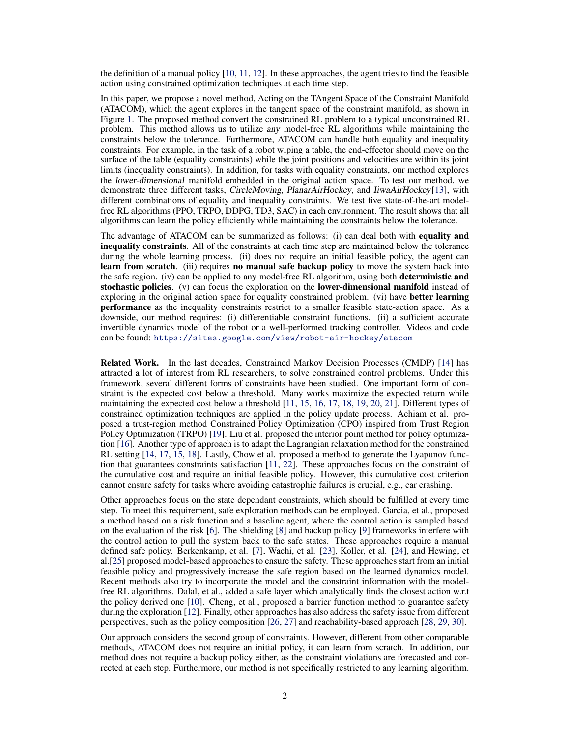the definition of a manual policy [10, 11, 12]. In these approaches, the agent tries to find the feasible action using constrained optimization techniques at each time step.

In this paper, we propose a novel method, Acting on the TAngent Space of the Constraint Manifold (ATACOM), which the agent explores in the tangent space of the constraint manifold, as shown in Figure 1. The proposed method convert the constrained RL problem to a typical unconstrained RL problem. This method allows us to utilize *any* model-free RL algorithms while maintaining the constraints below the tolerance. Furthermore, ATACOM can handle both equality and inequality constraints. For example, in the task of a robot wiping a table, the end-effector should move on the surface of the table (equality constraints) while the joint positions and velocities are within its joint limits (inequality constraints). In addition, for tasks with equality constraints, our method explores the *lower-dimensional* manifold embedded in the original action space. To test our method, we demonstrate three different tasks, *CircleMoving*, *PlanarAirHockey*, and *IiwaAirHockey*[13], with different combinations of equality and inequality constraints. We test five state-of-the-art model-free RL algorithms (PPO, TRPO, DDPG, TD3, SAC) in each environment. The result shows that all algorithms can learn the policy efficiently while maintaining the constraints below the tolerance.

The advantage of ATACOM can be summarized as follows: (i) can deal both with **equality and inequality constraints**. All of the constraints at each time step are maintained below the tolerance during the whole learning process. (ii) does not require an initial feasible policy, the agent can **learn from scratch**. (iii) requires **no manual safe backup policy** to move the system back into the safe region. (iv) can be applied to any model-free RL algorithm, using both **deterministic and stochastic policies**. (v) can focus the exploration on the **lower-dimensional manifold** instead of exploring in the original action space for equality constrained problem. (vi) have **better learning performance** as the inequality constraints restrict to a smaller feasible state-action space. As a downside, our method requires: (i) differentiable constraint functions. (ii) a sufficient accurate invertible dynamics model of the robot or a well-performed tracking controller. Videos and code can be found: https://sites.google.com/view/robot-air-hockey/atacom

**Related Work.** In the last decades, Constrained Markov Decision Processes (CMDP) [14] has attracted a lot of interest from RL researchers, to solve constrained control problems. Under this framework, several different forms of constraints have been studied. One important form of constraint is the expected cost below a threshold. Many works maximize the expected return while maintaining the expected cost below a threshold [11, 15, 16, 17, 18, 19, 20, 21]. Different types of constrained optimization techniques are applied in the policy update process. Achiam et al. proposed a trust-region method Constrained Policy Optimization (CPO) inspired from Trust Region Policy Optimization (TRPO) [19]. Liu et al. proposed the interior point method for policy optimization [16]. Another type of approach is to adapt the Lagrangian relaxation method for the constrained RL setting [14, 17, 15, 18]. Lastly, Chow et al. proposed a method to generate the Lyapunov function that guarantees constraints satisfaction [11, 22]. These approaches focus on the constraint of the cumulative cost and require an initial feasible policy. However, this cumulative cost criterion cannot ensure safety for tasks where avoiding catastrophic failures is crucial, e.g., car crashing.

Other approaches focus on the state dependant constraints, which should be fulfilled at every time step. To meet this requirement, safe exploration methods can be employed. Garcia, et al., proposed a method based on a risk function and a baseline agent, where the control action is sampled based on the evaluation of the risk [6]. The shielding [8] and backup policy [9] frameworks interfere with the control action to pull the system back to the safe states. These approaches require a manual defined safe policy. Berkenkamp, et al. [7], Wachi, et al. [23], Koller, et al. [24], and Hewing, et al.[25] proposed model-based approaches to ensure the safety. These approaches start from an initial feasible policy and progressively increase the safe region based on the learned dynamics model. Recent methods also try to incorporate the model and the constraint information with the model-free RL algorithms. Dalal, et al., added a safe layer which analytically finds the closest action w.r.t the policy derived one [10]. Cheng, et al., proposed a barrier function method to guarantee safety during the exploration [12]. Finally, other approaches has also address the safety issue from different perspectives, such as the policy composition [26, 27] and reachability-based approach [28, 29, 30].

Our approach considers the second group of constraints. However, different from other comparable methods, ATACOM does not require an initial policy, it can learn from scratch. In addition, our method does not require a backup policy either, as the constraint violations are forecasted and corrected at each step. Furthermore, our method is not specifically restricted to any learning algorithm.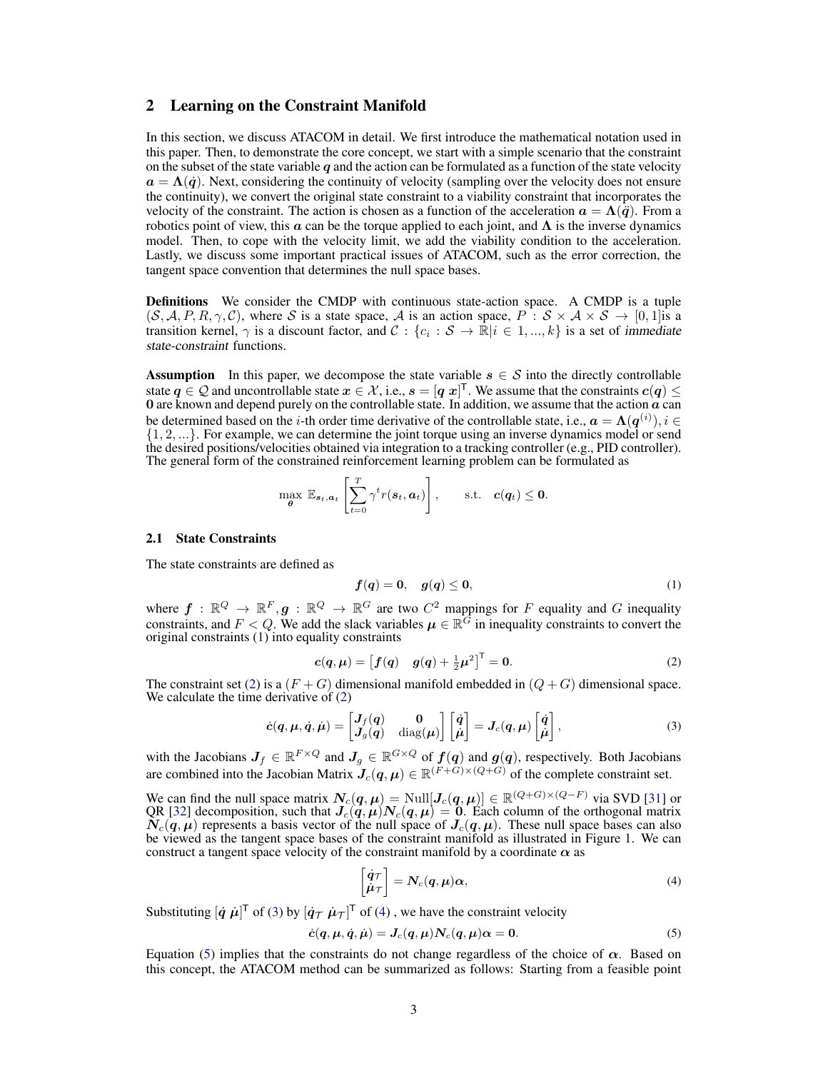## 2 Learning on the Constraint Manifold

In this section, we discuss ATACOM in detail. We first introduce the mathematical notation used in this paper. Then, to demonstrate the core concept, we start with a simple scenario that the constraint on the subset of the state variable $\boldsymbol{q}$ and the action can be formulated as a function of the state velocity $\boldsymbol{a} = \boldsymbol{\Lambda}(\dot{\boldsymbol{q}})$. Next, considering the continuity of velocity (sampling over the velocity does not ensure the continuity), we convert the original state constraint to a viability constraint that incorporates the velocity of the constraint. The action is chosen as a function of the acceleration $\boldsymbol{a} = \boldsymbol{\Lambda}(\ddot{\boldsymbol{q}})$. From a robotics point of view, this $\boldsymbol{a}$ can be the torque applied to each joint, and $\boldsymbol{\Lambda}$ is the inverse dynamics model. Then, to cope with the velocity limit, we add the viability condition to the acceleration. Lastly, we discuss some important practical issues of ATACOM, such as the error correction, the tangent space convention that determines the null space bases.

**Definitions** We consider the CMDP with continuous state-action space. A CMDP is a tuple $(\mathcal{S}, \mathcal{A}, P, R, \gamma, \mathcal{C})$, where $\mathcal{S}$ is a state space, $\mathcal{A}$ is an action space, $P : \mathcal{S} \times \mathcal{A} \times \mathcal{S} \rightarrow [0, 1]$is a transition kernel, $\gamma$ is a discount factor, and $\mathcal{C} : \{c_i : \mathcal{S} \rightarrow \mathbb{R} | i \in 1, ..., k\}$ is a set of *immediate state-constraint* functions.

**Assumption** In this paper, we decompose the state variable $\boldsymbol{s} \in \mathcal{S}$ into the directly controllable state $\boldsymbol{q} \in \mathcal{Q}$ and uncontrollable state $\boldsymbol{x} \in \mathcal{X}$, i.e., $\boldsymbol{s} = [\boldsymbol{q}\ \boldsymbol{x}]^{\intercal}$. We assume that the constraints $\boldsymbol{c}(\boldsymbol{q}) \leq \boldsymbol{0}$ are known and depend purely on the controllable state. In addition, we assume that the action $\boldsymbol{a}$ can be determined based on the $i$-th order time derivative of the controllable state, i.e., $\boldsymbol{a} = \boldsymbol{\Lambda}(\boldsymbol{q}^{(i)}), i \in \{1, 2, ...\}$. For example, we can determine the joint torque using an inverse dynamics model or send the desired positions/velocities obtained via integration to a tracking controller (e.g., PID controller). The general form of the constrained reinforcement learning problem can be formulated as

$$\max_{\boldsymbol{\theta}} \ \mathbb{E}_{\boldsymbol{s}_t, \boldsymbol{a}_t} \left[ \sum_{t=0}^{T} \gamma^t r(\boldsymbol{s}_t, \boldsymbol{a}_t) \right], \qquad \text{s.t.} \quad \boldsymbol{c}(\boldsymbol{q}_t) \leq \boldsymbol{0}.$$

### 2.1 State Constraints

The state constraints are defined as

$$\boldsymbol{f}(\boldsymbol{q}) = \boldsymbol{0}, \quad \boldsymbol{g}(\boldsymbol{q}) \leq \boldsymbol{0}, \tag{1}$$

where $\boldsymbol{f} : \mathbb{R}^Q \rightarrow \mathbb{R}^F, \boldsymbol{g} : \mathbb{R}^Q \rightarrow \mathbb{R}^G$ are two $C^2$ mappings for $F$ equality and $G$ inequality constraints, and $F < Q$. We add the slack variables $\boldsymbol{\mu} \in \mathbb{R}^G$ in inequality constraints to convert the original constraints (1) into equality constraints

$$\boldsymbol{c}(\boldsymbol{q}, \boldsymbol{\mu}) = \begin{bmatrix} \boldsymbol{f}(\boldsymbol{q}) & \boldsymbol{g}(\boldsymbol{q}) + \frac{1}{2}\boldsymbol{\mu}^2 \end{bmatrix}^{\intercal} = \boldsymbol{0}. \tag{2}$$

The constraint set (2) is a $(F + G)$ dimensional manifold embedded in $(Q + G)$ dimensional space. We calculate the time derivative of (2)

$$\dot{\boldsymbol{c}}(\boldsymbol{q}, \boldsymbol{\mu}, \dot{\boldsymbol{q}}, \dot{\boldsymbol{\mu}}) = \begin{bmatrix} \boldsymbol{J}_f(\boldsymbol{q}) & \boldsymbol{0} \\ \boldsymbol{J}_g(\boldsymbol{q}) & \operatorname{diag}(\boldsymbol{\mu}) \end{bmatrix} \begin{bmatrix} \dot{\boldsymbol{q}} \\ \dot{\boldsymbol{\mu}} \end{bmatrix} = \boldsymbol{J}_c(\boldsymbol{q}, \boldsymbol{\mu}) \begin{bmatrix} \dot{\boldsymbol{q}} \\ \dot{\boldsymbol{\mu}} \end{bmatrix}, \tag{3}$$

with the Jacobians $\boldsymbol{J}_f \in \mathbb{R}^{F \times Q}$ and $\boldsymbol{J}_g \in \mathbb{R}^{G \times Q}$ of $\boldsymbol{f}(\boldsymbol{q})$ and $\boldsymbol{g}(\boldsymbol{q})$, respectively. Both Jacobians are combined into the Jacobian Matrix $\boldsymbol{J}_c(\boldsymbol{q}, \boldsymbol{\mu}) \in \mathbb{R}^{(F+G) \times (Q+G)}$ of the complete constraint set.

We can find the null space matrix $\boldsymbol{N}_c(\boldsymbol{q}, \boldsymbol{\mu}) = \operatorname{Null}[\boldsymbol{J}_c(\boldsymbol{q}, \boldsymbol{\mu})] \in \mathbb{R}^{(Q+G) \times (Q-F)}$ via SVD [31] or QR [32] decomposition, such that $\boldsymbol{J}_c(\boldsymbol{q}, \boldsymbol{\mu}) \boldsymbol{N}_c(\boldsymbol{q}, \boldsymbol{\mu}) = \boldsymbol{0}$. Each column of the orthogonal matrix $\boldsymbol{N}_c(\boldsymbol{q}, \boldsymbol{\mu})$ represents a basis vector of the null space of $\boldsymbol{J}_c(\boldsymbol{q}, \boldsymbol{\mu})$. These null space bases can also be viewed as the tangent space bases of the constraint manifold as illustrated in Figure 1. We can construct a tangent space velocity of the constraint manifold by a coordinate $\boldsymbol{\alpha}$ as

$$\begin{bmatrix} \dot{\boldsymbol{q}}_{\mathcal{T}} \\ \dot{\boldsymbol{\mu}}_{\mathcal{T}} \end{bmatrix} = \boldsymbol{N}_c(\boldsymbol{q}, \boldsymbol{\mu}) \boldsymbol{\alpha}, \tag{4}$$

Substituting $[\dot{\boldsymbol{q}}\ \dot{\boldsymbol{\mu}}]^{\intercal}$ of (3) by $[\dot{\boldsymbol{q}}_{\mathcal{T}}\ \dot{\boldsymbol{\mu}}_{\mathcal{T}}]^{\intercal}$ of (4) , we have the constraint velocity

$$\dot{\boldsymbol{c}}(\boldsymbol{q}, \boldsymbol{\mu}, \dot{\boldsymbol{q}}, \dot{\boldsymbol{\mu}}) = \boldsymbol{J}_c(\boldsymbol{q}, \boldsymbol{\mu}) \boldsymbol{N}_c(\boldsymbol{q}, \boldsymbol{\mu}) \boldsymbol{\alpha} = \boldsymbol{0}. \tag{5}$$

Equation (5) implies that the constraints do not change regardless of the choice of $\boldsymbol{\alpha}$. Based on this concept, the ATACOM method can be summarized as follows: Starting from a feasible point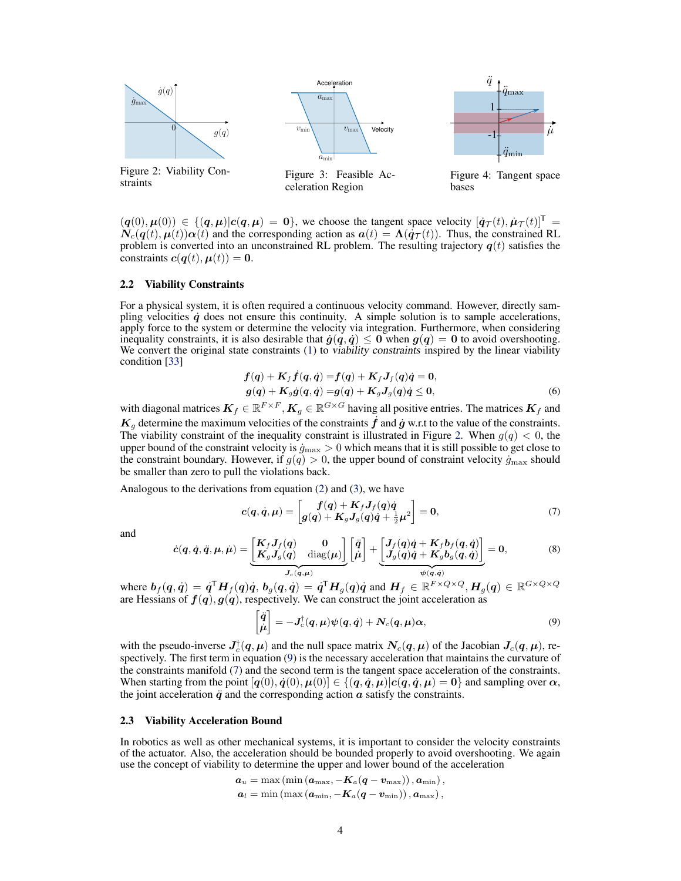Figure 2: Viability Constraints

Figure 3: Feasible Acceleration Region

Figure 4: Tangent space bases

$(\boldsymbol{q}(0), \boldsymbol{\mu}(0)) \in \{(\boldsymbol{q}, \boldsymbol{\mu}) | \boldsymbol{c}(\boldsymbol{q}, \boldsymbol{\mu}) = \boldsymbol{0}\}$, we choose the tangent space velocity $[\dot{\boldsymbol{q}}_{\mathcal{T}}(t), \dot{\boldsymbol{\mu}}_{\mathcal{T}}(t)]^{\mathsf{T}} = \boldsymbol{N}_c(\boldsymbol{q}(t), \boldsymbol{\mu}(t))\boldsymbol{\alpha}(t)$ and the corresponding action as $\boldsymbol{a}(t) = \boldsymbol{\Lambda}(\dot{\boldsymbol{q}}_{\mathcal{T}}(t))$. Thus, the constrained RL problem is converted into an unconstrained RL problem. The resulting trajectory $\boldsymbol{q}(t)$ satisfies the constraints $\boldsymbol{c}(\boldsymbol{q}(t), \boldsymbol{\mu}(t)) = \boldsymbol{0}$.

### 2.2 Viability Constraints

For a physical system, it is often required a continuous velocity command. However, directly sampling velocities $\dot{\boldsymbol{q}}$ does not ensure this continuity. A simple solution is to sample accelerations, apply force to the system or determine the velocity via integration. Furthermore, when considering inequality constraints, it is also desirable that $\dot{\boldsymbol{g}}(\boldsymbol{q}, \dot{\boldsymbol{q}}) \leq \boldsymbol{0}$ when $\boldsymbol{g}(\boldsymbol{q}) = \boldsymbol{0}$ to avoid overshooting. We convert the original state constraints (1) to *viability constraints* inspired by the linear viability condition [33]

$$
\begin{aligned}
\boldsymbol{f}(\boldsymbol{q}) + \boldsymbol{K}_f \dot{\boldsymbol{f}}(\boldsymbol{q}, \dot{\boldsymbol{q}}) &= \boldsymbol{f}(\boldsymbol{q}) + \boldsymbol{K}_f \boldsymbol{J}_f(\boldsymbol{q})\dot{\boldsymbol{q}} = \boldsymbol{0}, \\
\boldsymbol{g}(\boldsymbol{q}) + \boldsymbol{K}_g \dot{\boldsymbol{g}}(\boldsymbol{q}, \dot{\boldsymbol{q}}) &= \boldsymbol{g}(\boldsymbol{q}) + \boldsymbol{K}_g \boldsymbol{J}_g(\boldsymbol{q})\dot{\boldsymbol{q}} \leq \boldsymbol{0},
\end{aligned}
\tag{6}
$$

with diagonal matrices $\boldsymbol{K}_f \in \mathbb{R}^{F \times F}, \boldsymbol{K}_g \in \mathbb{R}^{G \times G}$ having all positive entries. The matrices $\boldsymbol{K}_f$ and $\boldsymbol{K}_g$ determine the maximum velocities of the constraints $\dot{\boldsymbol{f}}$ and $\dot{\boldsymbol{g}}$ w.r.t to the value of the constraints. The viability constraint of the inequality constraint is illustrated in Figure 2. When $g(q) < 0$, the upper bound of the constraint velocity is $\dot{g}_{\max} > 0$ which means that it is still possible to get close to the constraint boundary. However, if $g(q) > 0$, the upper bound of constraint velocity $\dot{g}_{\max}$ should be smaller than zero to pull the violations back.

Analogous to the derivations from equation (2) and (3), we have

$$
\boldsymbol{c}(\boldsymbol{q}, \dot{\boldsymbol{q}}, \boldsymbol{\mu}) = \begin{bmatrix} \boldsymbol{f}(\boldsymbol{q}) + \boldsymbol{K}_f \boldsymbol{J}_f(\boldsymbol{q})\dot{\boldsymbol{q}} \\ \boldsymbol{g}(\boldsymbol{q}) + \boldsymbol{K}_g \boldsymbol{J}_g(\boldsymbol{q})\dot{\boldsymbol{q}} + \frac{1}{2}\boldsymbol{\mu}^2 \end{bmatrix} = \boldsymbol{0},
\tag{7}
$$

and

$$
\dot{\boldsymbol{c}}(\boldsymbol{q}, \dot{\boldsymbol{q}}, \ddot{\boldsymbol{q}}, \boldsymbol{\mu}, \dot{\boldsymbol{\mu}}) = \underbrace{\begin{bmatrix} \boldsymbol{K}_f \boldsymbol{J}_f(\boldsymbol{q}) & \boldsymbol{0} \\ \boldsymbol{K}_g \boldsymbol{J}_g(\boldsymbol{q}) & \operatorname{diag}(\boldsymbol{\mu}) \end{bmatrix}}_{\boldsymbol{J}_c(\boldsymbol{q}, \boldsymbol{\mu})} \begin{bmatrix} \ddot{\boldsymbol{q}} \\ \dot{\boldsymbol{\mu}} \end{bmatrix} + \underbrace{\begin{bmatrix} \boldsymbol{J}_f(\boldsymbol{q})\dot{\boldsymbol{q}} + \boldsymbol{K}_f \boldsymbol{b}_f(\boldsymbol{q}, \dot{\boldsymbol{q}}) \\ \boldsymbol{J}_g(\boldsymbol{q})\dot{\boldsymbol{q}} + \boldsymbol{K}_g \boldsymbol{b}_g(\boldsymbol{q}, \dot{\boldsymbol{q}}) \end{bmatrix}}_{\boldsymbol{\psi}(\boldsymbol{q}, \dot{\boldsymbol{q}})} = \boldsymbol{0},
\tag{8}
$$

where $\boldsymbol{b}_f(\boldsymbol{q}, \dot{\boldsymbol{q}}) = \dot{\boldsymbol{q}}^{\mathsf{T}} \boldsymbol{H}_f(\boldsymbol{q})\dot{\boldsymbol{q}}$, $\boldsymbol{b}_g(\boldsymbol{q}, \dot{\boldsymbol{q}}) = \dot{\boldsymbol{q}}^{\mathsf{T}} \boldsymbol{H}_g(\boldsymbol{q})\dot{\boldsymbol{q}}$ and $\boldsymbol{H}_f \in \mathbb{R}^{F \times Q \times Q}, \boldsymbol{H}_g(\boldsymbol{q}) \in \mathbb{R}^{G \times Q \times Q}$ are Hessians of $\boldsymbol{f}(\boldsymbol{q}), \boldsymbol{g}(\boldsymbol{q})$, respectively. We can construct the joint acceleration as

$$
\begin{bmatrix} \ddot{\boldsymbol{q}} \\ \dot{\boldsymbol{\mu}} \end{bmatrix} = -\boldsymbol{J}_c^{\dagger}(\boldsymbol{q}, \boldsymbol{\mu})\boldsymbol{\psi}(\boldsymbol{q}, \dot{\boldsymbol{q}}) + \boldsymbol{N}_c(\boldsymbol{q}, \boldsymbol{\mu})\boldsymbol{\alpha},
\tag{9}
$$

with the pseudo-inverse $\boldsymbol{J}_c^{\dagger}(\boldsymbol{q}, \boldsymbol{\mu})$ and the null space matrix $\boldsymbol{N}_c(\boldsymbol{q}, \boldsymbol{\mu})$ of the Jacobian $\boldsymbol{J}_c(\boldsymbol{q}, \boldsymbol{\mu})$, respectively. The first term in equation (9) is the necessary acceleration that maintains the curvature of the constraints manifold (7) and the second term is the tangent space acceleration of the constraints. When starting from the point $[\boldsymbol{q}(0), \dot{\boldsymbol{q}}(0), \boldsymbol{\mu}(0)] \in \{(\boldsymbol{q}, \dot{\boldsymbol{q}}, \boldsymbol{\mu}) | \boldsymbol{c}(\boldsymbol{q}, \dot{\boldsymbol{q}}, \boldsymbol{\mu}) = \boldsymbol{0}\}$ and sampling over $\boldsymbol{\alpha}$, the joint acceleration $\ddot{\boldsymbol{q}}$ and the corresponding action $\boldsymbol{a}$ satisfy the constraints.

### 2.3 Viability Acceleration Bound

In robotics as well as other mechanical systems, it is important to consider the velocity constraints of the actuator. Also, the acceleration should be bounded properly to avoid overshooting. We again use the concept of viability to determine the upper and lower bound of the acceleration

$$
\begin{aligned}
\boldsymbol{a}_u &= \max\left(\min\left(\boldsymbol{a}_{\max}, -\boldsymbol{K}_a(\boldsymbol{q} - \boldsymbol{v}_{\max})\right), \boldsymbol{a}_{\min}\right), \\
\boldsymbol{a}_l &= \min\left(\max\left(\boldsymbol{a}_{\min}, -\boldsymbol{K}_a(\boldsymbol{q} - \boldsymbol{v}_{\min})\right), \boldsymbol{a}_{\max}\right),
\end{aligned}
$$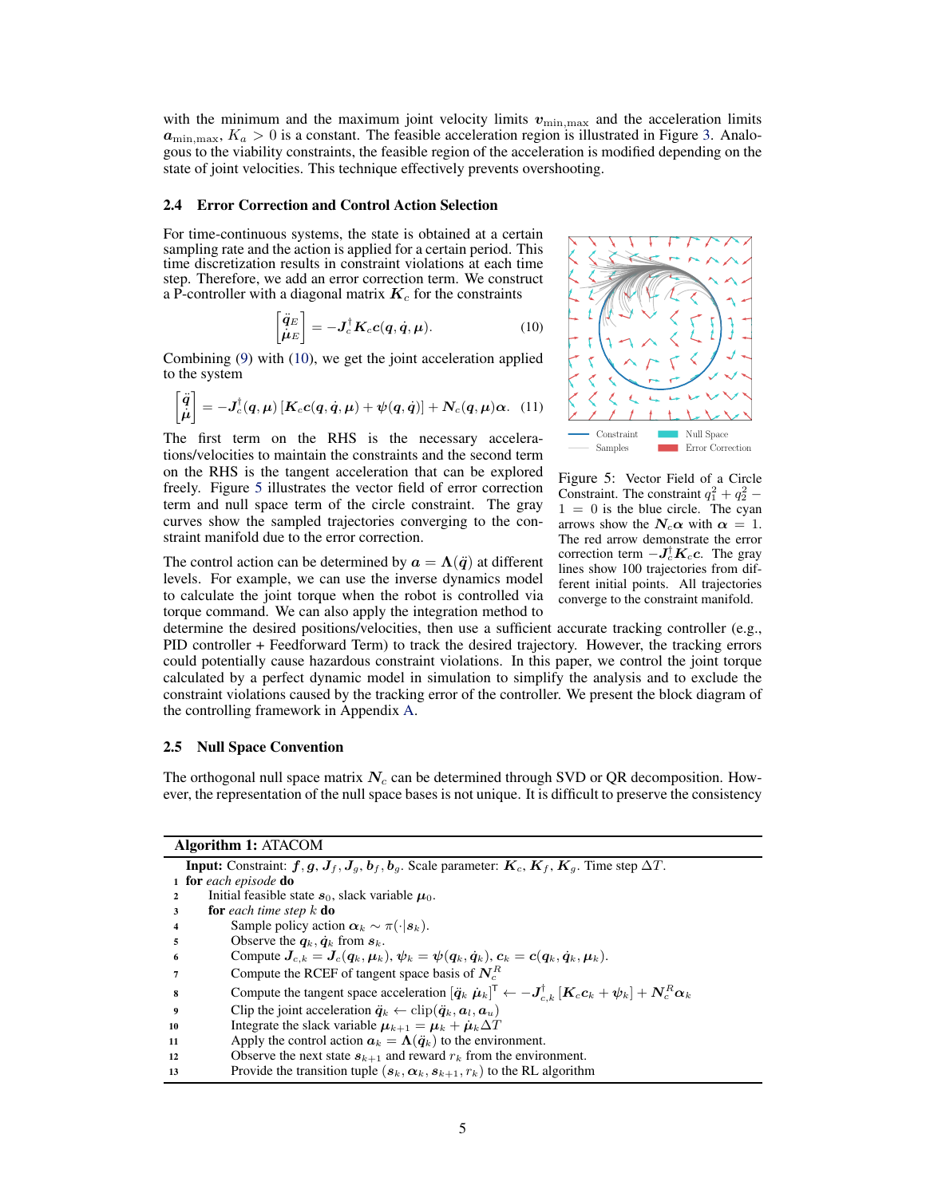with the minimum and the maximum joint velocity limits $\boldsymbol{v}_{\min,\max}$ and the acceleration limits $\boldsymbol{a}_{\min,\max}$, $K_a > 0$ is a constant. The feasible acceleration region is illustrated in Figure 3. Analogous to the viability constraints, the feasible region of the acceleration is modified depending on the state of joint velocities. This technique effectively prevents overshooting.

### 2.4 Error Correction and Control Action Selection

For time-continuous systems, the state is obtained at a certain sampling rate and the action is applied for a certain period. This time discretization results in constraint violations at each time step. Therefore, we add an error correction term. We construct a P-controller with a diagonal matrix $\boldsymbol{K}_c$ for the constraints

$$\begin{bmatrix} \ddot{\boldsymbol{q}}_E \\ \dot{\boldsymbol{\mu}}_E \end{bmatrix} = -\boldsymbol{J}_c^{\dagger} \boldsymbol{K}_c \boldsymbol{c}(\boldsymbol{q}, \dot{\boldsymbol{q}}, \boldsymbol{\mu}). \tag{10}$$

Combining (9) with (10), we get the joint acceleration applied to the system

$$\begin{bmatrix} \ddot{\boldsymbol{q}} \\ \dot{\boldsymbol{\mu}} \end{bmatrix} = -\boldsymbol{J}_c^{\dagger}(\boldsymbol{q}, \boldsymbol{\mu}) \left[ \boldsymbol{K}_c \boldsymbol{c}(\boldsymbol{q}, \dot{\boldsymbol{q}}, \boldsymbol{\mu}) + \boldsymbol{\psi}(\boldsymbol{q}, \dot{\boldsymbol{q}}) \right] + \boldsymbol{N}_c(\boldsymbol{q}, \boldsymbol{\mu}) \boldsymbol{\alpha}. \tag{11}$$

The first term on the RHS is the necessary accelerations/velocities to maintain the constraints and the second term on the RHS is the tangent acceleration that can be explored freely. Figure 5 illustrates the vector field of error correction term and null space term of the circle constraint. The gray curves show the sampled trajectories converging to the constraint manifold due to the error correction.

Figure 5: Vector Field of a Circle Constraint. The constraint $q_1^2 + q_2^2 - 1 = 0$ is the blue circle. The cyan arrows show the $\boldsymbol{N}_c \boldsymbol{\alpha}$ with $\boldsymbol{\alpha} = 1$. The red arrow demonstrate the error correction term $-\boldsymbol{J}_c^{\dagger} \boldsymbol{K}_c \boldsymbol{c}$. The gray lines show 100 trajectories from different initial points. All trajectories converge to the constraint manifold.

The control action can be determined by $\boldsymbol{a} = \boldsymbol{\Lambda}(\ddot{\boldsymbol{q}})$ at different levels. For example, we can use the inverse dynamics model to calculate the joint torque when the robot is controlled via torque command. We can also apply the integration method to determine the desired positions/velocities, then use a sufficient accurate tracking controller (e.g., PID controller + Feedforward Term) to track the desired trajectory. However, the tracking errors could potentially cause hazardous constraint violations. In this paper, we control the joint torque calculated by a perfect dynamic model in simulation to simplify the analysis and to exclude the constraint violations caused by the tracking error of the controller. We present the block diagram of the controlling framework in Appendix A.

### 2.5 Null Space Convention

The orthogonal null space matrix $\boldsymbol{N}_c$ can be determined through SVD or QR decomposition. However, the representation of the null space bases is not unique. It is difficult to preserve the consistency

---

**Algorithm 1:** ATACOM

**Input:** Constraint: $\boldsymbol{f}, \boldsymbol{g}, \boldsymbol{J}_f, \boldsymbol{J}_g, \boldsymbol{b}_f, \boldsymbol{b}_g$. Scale parameter: $\boldsymbol{K}_c, \boldsymbol{K}_f, \boldsymbol{K}_g$. Time step $\Delta T$.

1. **for** *each episode* **do**
2. Initial feasible state $\boldsymbol{s}_0$, slack variable $\boldsymbol{\mu}_0$.
3. **for** *each time step k* **do**
4. Sample policy action $\boldsymbol{\alpha}_k \sim \pi(\cdot|\boldsymbol{s}_k)$.
5. Observe the $\boldsymbol{q}_k, \dot{\boldsymbol{q}}_k$ from $\boldsymbol{s}_k$.
6. Compute $\boldsymbol{J}_{c,k} = \boldsymbol{J}_c(\boldsymbol{q}_k, \boldsymbol{\mu}_k)$, $\boldsymbol{\psi}_k = \boldsymbol{\psi}(\boldsymbol{q}_k, \dot{\boldsymbol{q}}_k)$, $\boldsymbol{c}_k = \boldsymbol{c}(\boldsymbol{q}_k, \dot{\boldsymbol{q}}_k, \boldsymbol{\mu}_k)$.
7. Compute the RCEF of tangent space basis of $\boldsymbol{N}_c^R$
8. Compute the tangent space acceleration $[\ddot{\boldsymbol{q}}_k \; \dot{\boldsymbol{\mu}}_k]^\intercal \leftarrow -\boldsymbol{J}_{c,k}^{\dagger} \left[\boldsymbol{K}_c \boldsymbol{c}_k + \boldsymbol{\psi}_k\right] + \boldsymbol{N}_c^R \boldsymbol{\alpha}_k$
9. Clip the joint acceleration $\ddot{\boldsymbol{q}}_k \leftarrow \mathrm{clip}(\ddot{\boldsymbol{q}}_k, \boldsymbol{a}_l, \boldsymbol{a}_u)$
10. Integrate the slack variable $\boldsymbol{\mu}_{k+1} = \boldsymbol{\mu}_k + \dot{\boldsymbol{\mu}}_k \Delta T$
11. Apply the control action $\boldsymbol{a}_k = \boldsymbol{\Lambda}(\ddot{\boldsymbol{q}}_k)$ to the environment.
12. Observe the next state $\boldsymbol{s}_{k+1}$ and reward $r_k$ from the environment.
13. Provide the transition tuple $(\boldsymbol{s}_k, \boldsymbol{\alpha}_k, \boldsymbol{s}_{k+1}, r_k)$ to the RL algorithm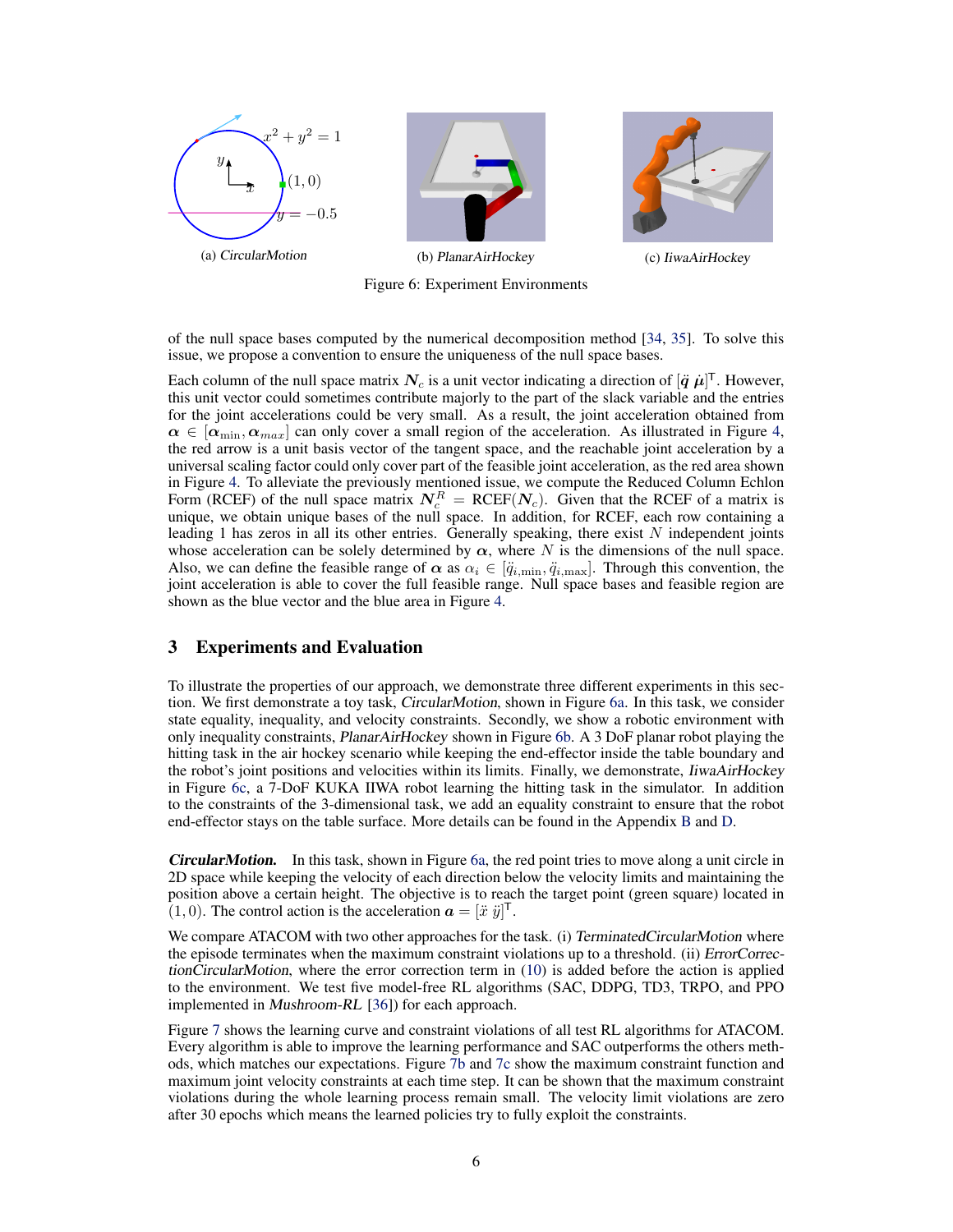(a) *CircularMotion*

(b) *PlanarAirHockey*

(c) *IiwaAirHockey*

Figure 6: Experiment Environments

of the null space bases computed by the numerical decomposition method [34, 35]. To solve this issue, we propose a convention to ensure the uniqueness of the null space bases.

Each column of the null space matrix $\boldsymbol{N}_c$ is a unit vector indicating a direction of $[\ddot{\boldsymbol{q}}\ \dot{\boldsymbol{\mu}}]^{\mathsf{T}}$. However, this unit vector could sometimes contribute majorly to the part of the slack variable and the entries for the joint accelerations could be very small. As a result, the joint acceleration obtained from $\boldsymbol{\alpha} \in [\boldsymbol{\alpha}_{\min}, \boldsymbol{\alpha}_{max}]$ can only cover a small region of the acceleration. As illustrated in Figure 4, the red arrow is a unit basis vector of the tangent space, and the reachable joint acceleration by a universal scaling factor could only cover part of the feasible joint acceleration, as the red area shown in Figure 4. To alleviate the previously mentioned issue, we compute the Reduced Column Echlon Form (RCEF) of the null space matrix $\boldsymbol{N}_c^R = \text{RCEF}(\boldsymbol{N}_c)$. Given that the RCEF of a matrix is unique, we obtain unique bases of the null space. In addition, for RCEF, each row containing a leading 1 has zeros in all its other entries. Generally speaking, there exist $N$ independent joints whose acceleration can be solely determined by $\boldsymbol{\alpha}$, where $N$ is the dimensions of the null space. Also, we can define the feasible range of $\boldsymbol{\alpha}$ as $\alpha_i \in [\ddot{q}_{i,\min}, \ddot{q}_{i,\max}]$. Through this convention, the joint acceleration is able to cover the full feasible range. Null space bases and feasible region are shown as the blue vector and the blue area in Figure 4.

## 3 Experiments and Evaluation

To illustrate the properties of our approach, we demonstrate three different experiments in this section. We first demonstrate a toy task, *CircularMotion*, shown in Figure 6a. In this task, we consider state equality, inequality, and velocity constraints. Secondly, we show a robotic environment with only inequality constraints, *PlanarAirHockey* shown in Figure 6b. A 3 DoF planar robot playing the hitting task in the air hockey scenario while keeping the end-effector inside the table boundary and the robot's joint positions and velocities within its limits. Finally, we demonstrate, *IiwaAirHockey* in Figure 6c, a 7-DoF KUKA IIWA robot learning the hitting task in the simulator. In addition to the constraints of the 3-dimensional task, we add an equality constraint to ensure that the robot end-effector stays on the table surface. More details can be found in the Appendix B and D.

***CircularMotion.*** In this task, shown in Figure 6a, the red point tries to move along a unit circle in 2D space while keeping the velocity of each direction below the velocity limits and maintaining the position above a certain height. The objective is to reach the target point (green square) located in $(1, 0)$. The control action is the acceleration $\boldsymbol{a} = [\ddot{x}\ \ddot{y}]^{\mathsf{T}}$.

We compare ATACOM with two other approaches for the task. (i) *TerminatedCircularMotion* where the episode terminates when the maximum constraint violations up to a threshold. (ii) *ErrorCorrectionCircularMotion*, where the error correction term in (10) is added before the action is applied to the environment. We test five model-free RL algorithms (SAC, DDPG, TD3, TRPO, and PPO implemented in *Mushroom-RL* [36]) for each approach.

Figure 7 shows the learning curve and constraint violations of all test RL algorithms for ATACOM. Every algorithm is able to improve the learning performance and SAC outperforms the others methods, which matches our expectations. Figure 7b and 7c show the maximum constraint function and maximum joint velocity constraints at each time step. It can be shown that the maximum constraint violations during the whole learning process remain small. The velocity limit violations are zero after 30 epochs which means the learned policies try to fully exploit the constraints.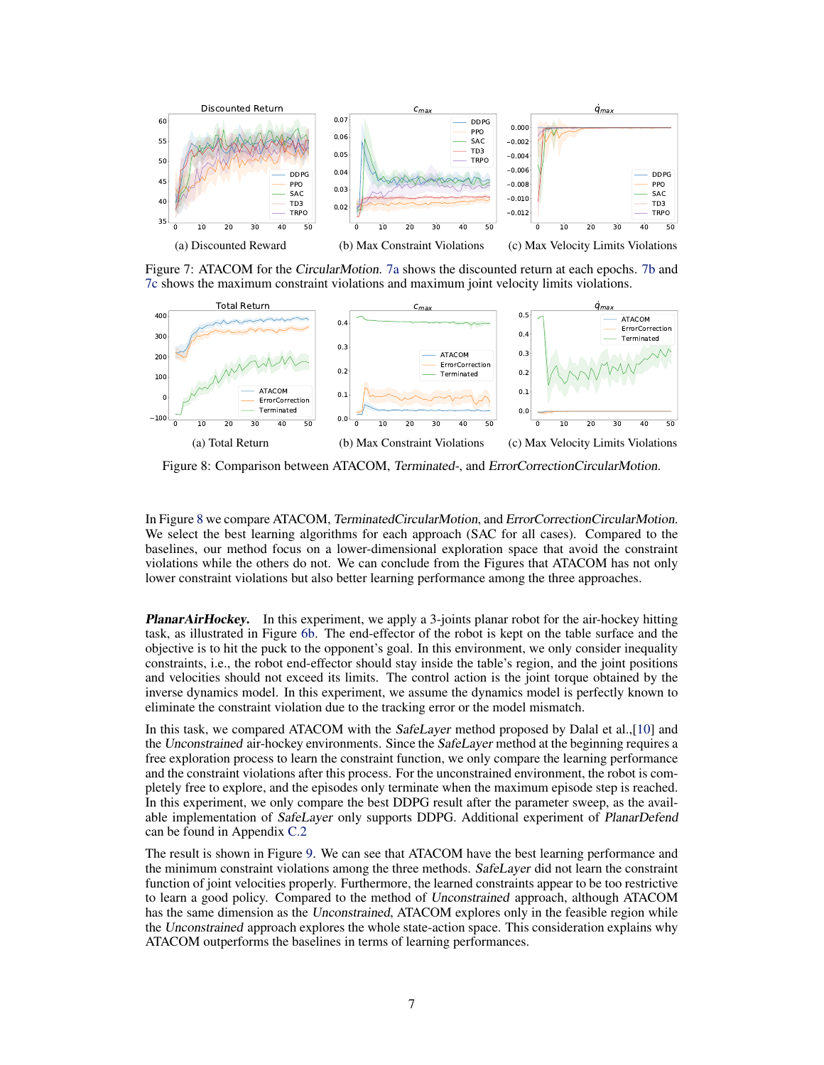(a) Discounted Reward

(b) Max Constraint Violations

(c) Max Velocity Limits Violations

Figure 7: ATACOM for the *CircularMotion*. 7a shows the discounted return at each epochs. 7b and 7c shows the maximum constraint violations and maximum joint velocity limits violations.

(a) Total Return

(b) Max Constraint Violations

(c) Max Velocity Limits Violations

Figure 8: Comparison between ATACOM, *Terminated*-, and *ErrorCorrectionCircularMotion*.

In Figure 8 we compare ATACOM, *TerminatedCircularMotion*, and *ErrorCorrectionCircularMotion*. We select the best learning algorithms for each approach (SAC for all cases). Compared to the baselines, our method focus on a lower-dimensional exploration space that avoid the constraint violations while the others do not. We can conclude from the Figures that ATACOM has not only lower constraint violations but also better learning performance among the three approaches.

***PlanarAirHockey.*** In this experiment, we apply a 3-joints planar robot for the air-hockey hitting task, as illustrated in Figure 6b. The end-effector of the robot is kept on the table surface and the objective is to hit the puck to the opponent's goal. In this environment, we only consider inequality constraints, i.e., the robot end-effector should stay inside the table's region, and the joint positions and velocities should not exceed its limits. The control action is the joint torque obtained by the inverse dynamics model. In this experiment, we assume the dynamics model is perfectly known to eliminate the constraint violation due to the tracking error or the model mismatch.

In this task, we compared ATACOM with the *SafeLayer* method proposed by Dalal et al.,[10] and the *Unconstrained* air-hockey environments. Since the *SafeLayer* method at the beginning requires a free exploration process to learn the constraint function, we only compare the learning performance and the constraint violations after this process. For the unconstrained environment, the robot is completely free to explore, and the episodes only terminate when the maximum episode step is reached. In this experiment, we only compare the best DDPG result after the parameter sweep, as the available implementation of *SafeLayer* only supports DDPG. Additional experiment of *PlanarDefend* can be found in Appendix C.2

The result is shown in Figure 9. We can see that ATACOM have the best learning performance and the minimum constraint violations among the three methods. *SafeLayer* did not learn the constraint function of joint velocities properly. Furthermore, the learned constraints appear to be too restrictive to learn a good policy. Compared to the method of *Unconstrained* approach, although ATACOM has the same dimension as the *Unconstrained*, ATACOM explores only in the feasible region while the *Unconstrained* approach explores the whole state-action space. This consideration explains why ATACOM outperforms the baselines in terms of learning performances.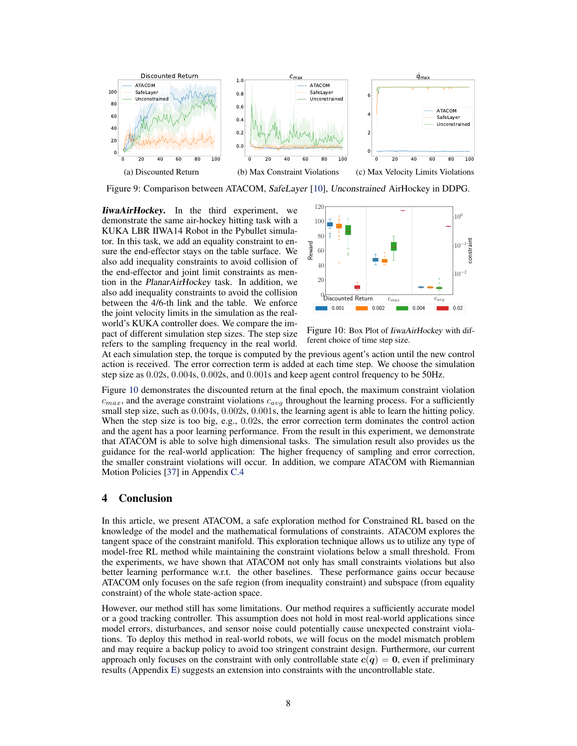(a) Discounted Return (b) Max Constraint Violations (c) Max Velocity Limits Violations

Figure 9: Comparison between ATACOM, *SafeLayer* [10], *Unconstrained* AirHockey in DDPG.

***IiwaAirHockey.*** In the third experiment, we demonstrate the same air-hockey hitting task with a KUKA LBR IIWA14 Robot in the Pybullet simulator. In this task, we add an equality constraint to ensure the end-effector stays on the table surface. We also add inequality constraints to avoid collision of the end-effector and joint limit constraints as mention in the *PlanarAirHockey* task. In addition, we also add inequality constraints to avoid the collision between the 4/6-th link and the table. We enforce the joint velocity limits in the simulation as the real-world's KUKA controller does. We compare the impact of different simulation step sizes. The step size refers to the sampling frequency in the real world. At each simulation step, the torque is computed by the previous agent's action until the new control action is received. The error correction term is added at each time step. We choose the simulation step size as 0.02s, 0.004s, 0.002s, and 0.001s and keep agent control frequency to be 50Hz.

Figure 10: Box Plot of *IiwaAirHockey* with different choice of time step size.

Figure 10 demonstrates the discounted return at the final epoch, the maximum constraint violation $c_{max}$, and the average constraint violations $c_{avg}$ throughout the learning process. For a sufficiently small step size, such as 0.004s, 0.002s, 0.001s, the learning agent is able to learn the hitting policy. When the step size is too big, e.g., 0.02s, the error correction term dominates the control action and the agent has a poor learning performance. From the result in this experiment, we demonstrate that ATACOM is able to solve high dimensional tasks. The simulation result also provides us the guidance for the real-world application: The higher frequency of sampling and error correction, the smaller constraint violations will occur. In addition, we compare ATACOM with Riemannian Motion Policies [37] in Appendix C.4

## 4 Conclusion

In this article, we present ATACOM, a safe exploration method for Constrained RL based on the knowledge of the model and the mathematical formulations of constraints. ATACOM explores the tangent space of the constraint manifold. This exploration technique allows us to utilize any type of model-free RL method while maintaining the constraint violations below a small threshold. From the experiments, we have shown that ATACOM not only has small constraints violations but also better learning performance w.r.t. the other baselines. These performance gains occur because ATACOM only focuses on the safe region (from inequality constraint) and subspace (from equality constraint) of the whole state-action space.

However, our method still has some limitations. Our method requires a sufficiently accurate model or a good tracking controller. This assumption does not hold in most real-world applications since model errors, disturbances, and sensor noise could potentially cause unexpected constraint violations. To deploy this method in real-world robots, we will focus on the model mismatch problem and may require a backup policy to avoid too stringent constraint design. Furthermore, our current approach only focuses on the constraint with only controllable state $\boldsymbol{c}(\boldsymbol{q}) = \mathbf{0}$, even if preliminary results (Appendix E) suggests an extension into constraints with the uncontrollable state.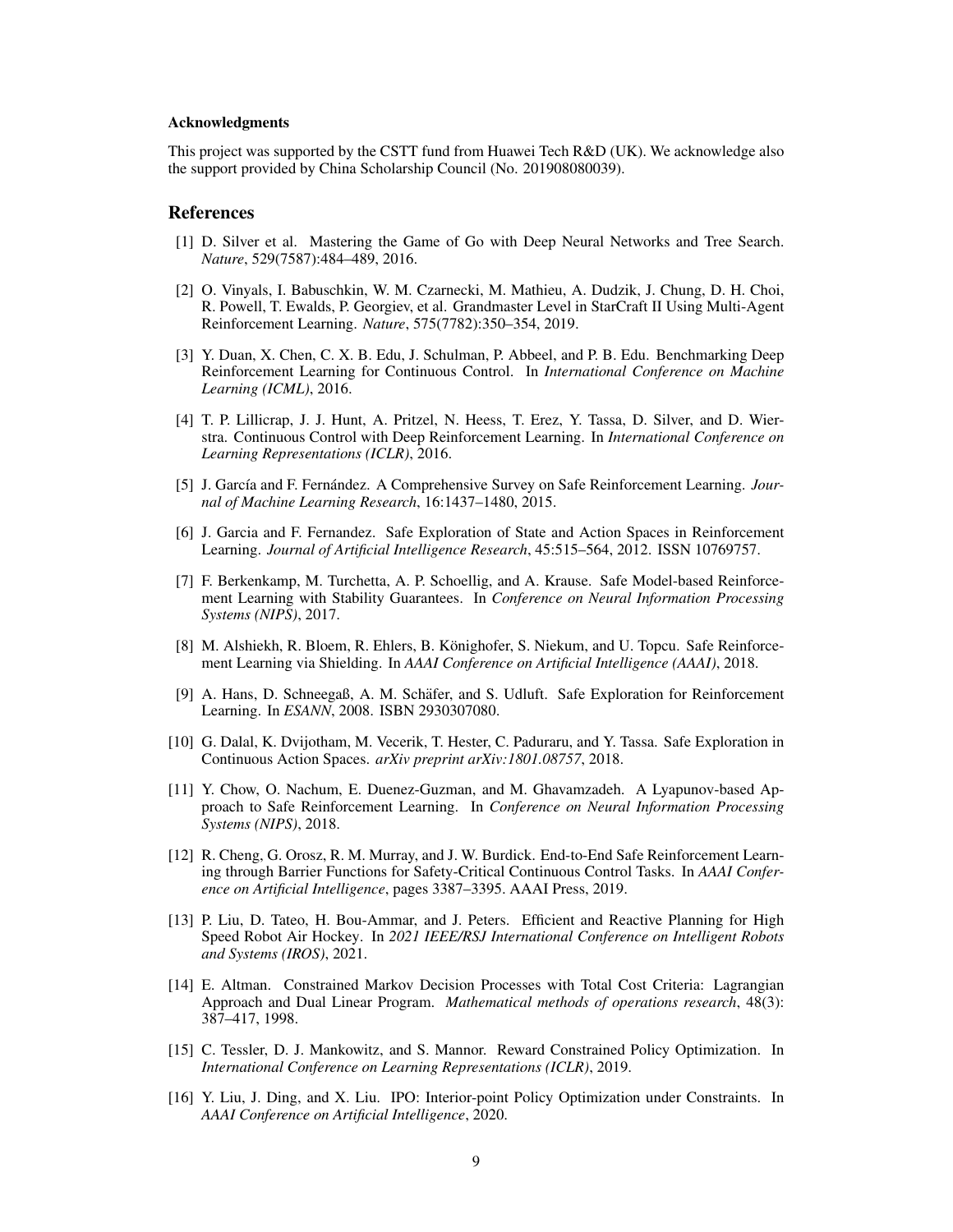#### Acknowledgments

This project was supported by the CSTT fund from Huawei Tech R&D (UK). We acknowledge also the support provided by China Scholarship Council (No. 201908080039).

## References

[1] D. Silver et al. Mastering the Game of Go with Deep Neural Networks and Tree Search. *Nature*, 529(7587):484–489, 2016.

[2] O. Vinyals, I. Babuschkin, W. M. Czarnecki, M. Mathieu, A. Dudzik, J. Chung, D. H. Choi, R. Powell, T. Ewalds, P. Georgiev, et al. Grandmaster Level in StarCraft II Using Multi-Agent Reinforcement Learning. *Nature*, 575(7782):350–354, 2019.

[3] Y. Duan, X. Chen, C. X. B. Edu, J. Schulman, P. Abbeel, and P. B. Edu. Benchmarking Deep Reinforcement Learning for Continuous Control. In *International Conference on Machine Learning (ICML)*, 2016.

[4] T. P. Lillicrap, J. J. Hunt, A. Pritzel, N. Heess, T. Erez, Y. Tassa, D. Silver, and D. Wierstra. Continuous Control with Deep Reinforcement Learning. In *International Conference on Learning Representations (ICLR)*, 2016.

[5] J. García and F. Fernández. A Comprehensive Survey on Safe Reinforcement Learning. *Journal of Machine Learning Research*, 16:1437–1480, 2015.

[6] J. Garcia and F. Fernandez. Safe Exploration of State and Action Spaces in Reinforcement Learning. *Journal of Artificial Intelligence Research*, 45:515–564, 2012. ISSN 10769757.

[7] F. Berkenkamp, M. Turchetta, A. P. Schoellig, and A. Krause. Safe Model-based Reinforcement Learning with Stability Guarantees. In *Conference on Neural Information Processing Systems (NIPS)*, 2017.

[8] M. Alshiekh, R. Bloem, R. Ehlers, B. Könighofer, S. Niekum, and U. Topcu. Safe Reinforcement Learning via Shielding. In *AAAI Conference on Artificial Intelligence (AAAI)*, 2018.

[9] A. Hans, D. Schneegaß, A. M. Schäfer, and S. Udluft. Safe Exploration for Reinforcement Learning. In *ESANN*, 2008. ISBN 2930307080.

[10] G. Dalal, K. Dvijotham, M. Vecerik, T. Hester, C. Paduraru, and Y. Tassa. Safe Exploration in Continuous Action Spaces. *arXiv preprint arXiv:1801.08757*, 2018.

[11] Y. Chow, O. Nachum, E. Duenez-Guzman, and M. Ghavamzadeh. A Lyapunov-based Approach to Safe Reinforcement Learning. In *Conference on Neural Information Processing Systems (NIPS)*, 2018.

[12] R. Cheng, G. Orosz, R. M. Murray, and J. W. Burdick. End-to-End Safe Reinforcement Learning through Barrier Functions for Safety-Critical Continuous Control Tasks. In *AAAI Conference on Artificial Intelligence*, pages 3387–3395. AAAI Press, 2019.

[13] P. Liu, D. Tateo, H. Bou-Ammar, and J. Peters. Efficient and Reactive Planning for High Speed Robot Air Hockey. In *2021 IEEE/RSJ International Conference on Intelligent Robots and Systems (IROS)*, 2021.

[14] E. Altman. Constrained Markov Decision Processes with Total Cost Criteria: Lagrangian Approach and Dual Linear Program. *Mathematical methods of operations research*, 48(3): 387–417, 1998.

[15] C. Tessler, D. J. Mankowitz, and S. Mannor. Reward Constrained Policy Optimization. In *International Conference on Learning Representations (ICLR)*, 2019.

[16] Y. Liu, J. Ding, and X. Liu. IPO: Interior-point Policy Optimization under Constraints. In *AAAI Conference on Artificial Intelligence*, 2020.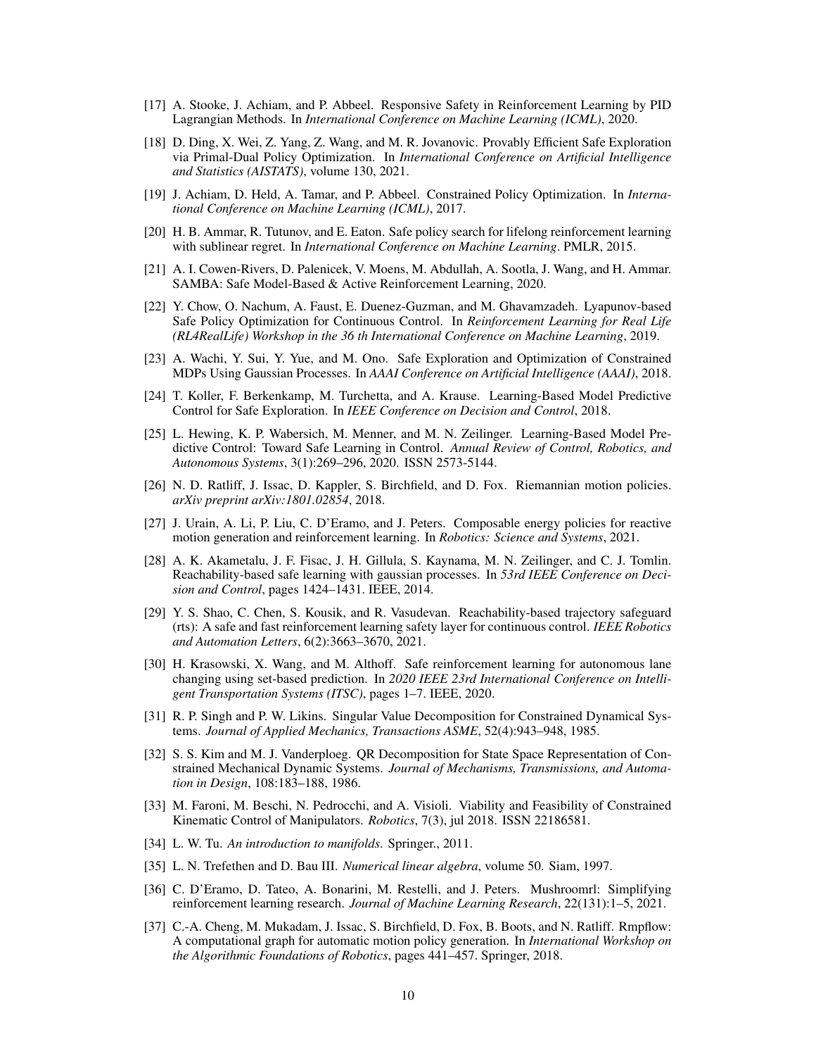[17] A. Stooke, J. Achiam, and P. Abbeel. Responsive Safety in Reinforcement Learning by PID Lagrangian Methods. In *International Conference on Machine Learning (ICML)*, 2020.

[18] D. Ding, X. Wei, Z. Yang, Z. Wang, and M. R. Jovanovic. Provably Efficient Safe Exploration via Primal-Dual Policy Optimization. In *International Conference on Artificial Intelligence and Statistics (AISTATS)*, volume 130, 2021.

[19] J. Achiam, D. Held, A. Tamar, and P. Abbeel. Constrained Policy Optimization. In *International Conference on Machine Learning (ICML)*, 2017.

[20] H. B. Ammar, R. Tutunov, and E. Eaton. Safe policy search for lifelong reinforcement learning with sublinear regret. In *International Conference on Machine Learning*. PMLR, 2015.

[21] A. I. Cowen-Rivers, D. Palenicek, V. Moens, M. Abdullah, A. Sootla, J. Wang, and H. Ammar. SAMBA: Safe Model-Based & Active Reinforcement Learning, 2020.

[22] Y. Chow, O. Nachum, A. Faust, E. Duenez-Guzman, and M. Ghavamzadeh. Lyapunov-based Safe Policy Optimization for Continuous Control. In *Reinforcement Learning for Real Life (RL4RealLife) Workshop in the 36 th International Conference on Machine Learning*, 2019.

[23] A. Wachi, Y. Sui, Y. Yue, and M. Ono. Safe Exploration and Optimization of Constrained MDPs Using Gaussian Processes. In *AAAI Conference on Artificial Intelligence (AAAI)*, 2018.

[24] T. Koller, F. Berkenkamp, M. Turchetta, and A. Krause. Learning-Based Model Predictive Control for Safe Exploration. In *IEEE Conference on Decision and Control*, 2018.

[25] L. Hewing, K. P. Wabersich, M. Menner, and M. N. Zeilinger. Learning-Based Model Predictive Control: Toward Safe Learning in Control. *Annual Review of Control, Robotics, and Autonomous Systems*, 3(1):269–296, 2020. ISSN 2573-5144.

[26] N. D. Ratliff, J. Issac, D. Kappler, S. Birchfield, and D. Fox. Riemannian motion policies. *arXiv preprint arXiv:1801.02854*, 2018.

[27] J. Urain, A. Li, P. Liu, C. D'Eramo, and J. Peters. Composable energy policies for reactive motion generation and reinforcement learning. In *Robotics: Science and Systems*, 2021.

[28] A. K. Akametalu, J. F. Fisac, J. H. Gillula, S. Kaynama, M. N. Zeilinger, and C. J. Tomlin. Reachability-based safe learning with gaussian processes. In *53rd IEEE Conference on Decision and Control*, pages 1424–1431. IEEE, 2014.

[29] Y. S. Shao, C. Chen, S. Kousik, and R. Vasudevan. Reachability-based trajectory safeguard (rts): A safe and fast reinforcement learning safety layer for continuous control. *IEEE Robotics and Automation Letters*, 6(2):3663–3670, 2021.

[30] H. Krasowski, X. Wang, and M. Althoff. Safe reinforcement learning for autonomous lane changing using set-based prediction. In *2020 IEEE 23rd International Conference on Intelligent Transportation Systems (ITSC)*, pages 1–7. IEEE, 2020.

[31] R. P. Singh and P. W. Likins. Singular Value Decomposition for Constrained Dynamical Systems. *Journal of Applied Mechanics, Transactions ASME*, 52(4):943–948, 1985.

[32] S. S. Kim and M. J. Vanderploeg. QR Decomposition for State Space Representation of Constrained Mechanical Dynamic Systems. *Journal of Mechanisms, Transmissions, and Automation in Design*, 108:183–188, 1986.

[33] M. Faroni, M. Beschi, N. Pedrocchi, and A. Visioli. Viability and Feasibility of Constrained Kinematic Control of Manipulators. *Robotics*, 7(3), jul 2018. ISSN 22186581.

[34] L. W. Tu. *An introduction to manifolds*. Springer., 2011.

[35] L. N. Trefethen and D. Bau III. *Numerical linear algebra*, volume 50. Siam, 1997.

[36] C. D'Eramo, D. Tateo, A. Bonarini, M. Restelli, and J. Peters. Mushroomrl: Simplifying reinforcement learning research. *Journal of Machine Learning Research*, 22(131):1–5, 2021.

[37] C.-A. Cheng, M. Mukadam, J. Issac, S. Birchfield, D. Fox, B. Boots, and N. Ratliff. Rmpflow: A computational graph for automatic motion policy generation. In *International Workshop on the Algorithmic Foundations of Robotics*, pages 441–457. Springer, 2018.